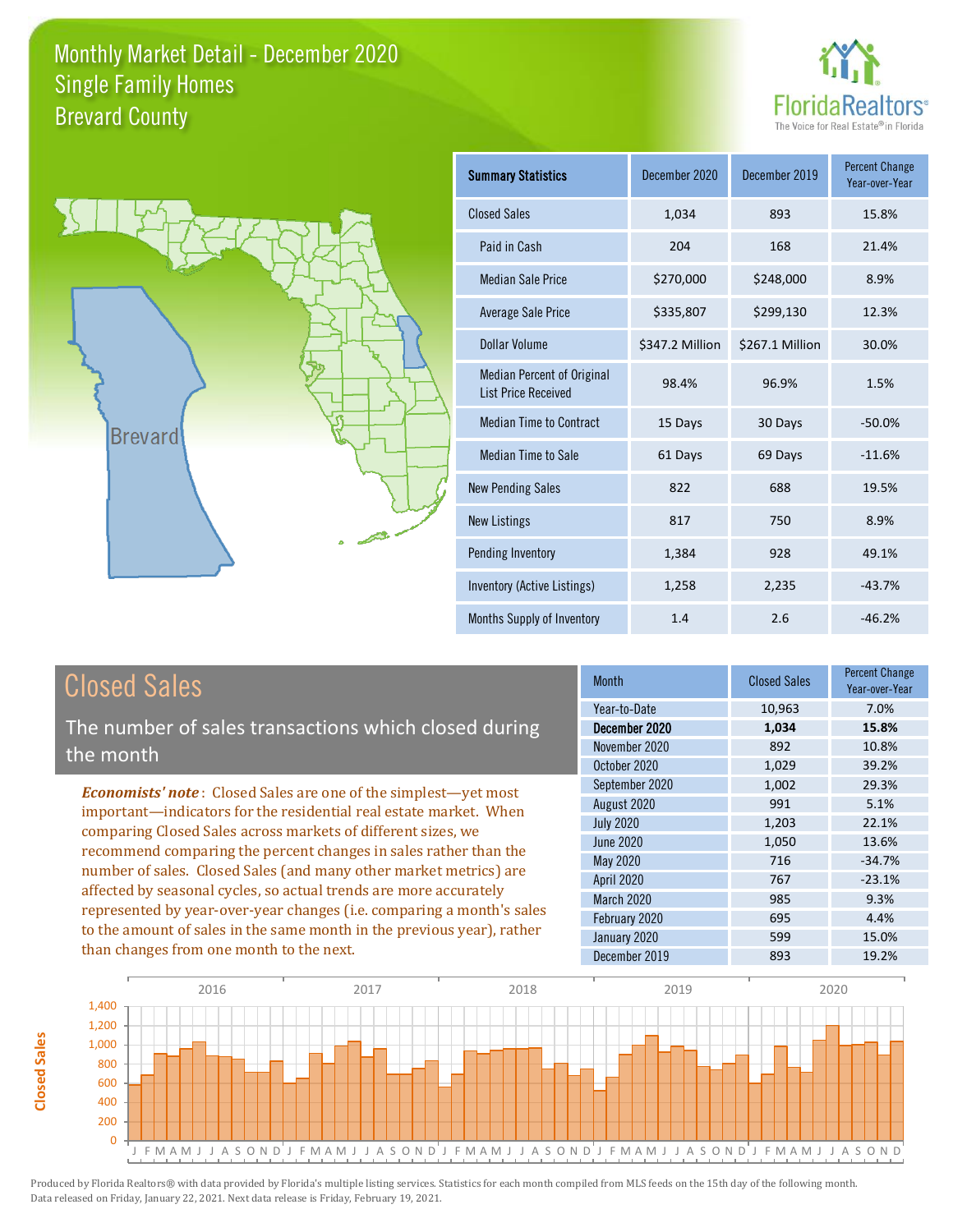# Monthly Market Detail - December 2020
## Single Family Homes
## Brevard County

FloridaRealtors®
The Voice for Real Estate® in Florida

| Summary Statistics | December 2020 | December 2019 | Percent Change Year-over-Year |
|---|---|---|---|
| Closed Sales | 1,034 | 893 | 15.8% |
| Paid in Cash | 204 | 168 | 21.4% |
| Median Sale Price | $270,000 | $248,000 | 8.9% |
| Average Sale Price | $335,807 | $299,130 | 12.3% |
| Dollar Volume | $347.2 Million | $267.1 Million | 30.0% |
| Median Percent of Original List Price Received | 98.4% | 96.9% | 1.5% |
| Median Time to Contract | 15 Days | 30 Days | -50.0% |
| Median Time to Sale | 61 Days | 69 Days | -11.6% |
| New Pending Sales | 822 | 688 | 19.5% |
| New Listings | 817 | 750 | 8.9% |
| Pending Inventory | 1,384 | 928 | 49.1% |
| Inventory (Active Listings) | 1,258 | 2,235 | -43.7% |
| Months Supply of Inventory | 1.4 | 2.6 | -46.2% |

## Closed Sales

The number of sales transactions which closed during the month

*Economists' note*: Closed Sales are one of the simplest—yet most important—indicators for the residential real estate market. When comparing Closed Sales across markets of different sizes, we recommend comparing the percent changes in sales rather than the number of sales. Closed Sales (and many other market metrics) are affected by seasonal cycles, so actual trends are more accurately represented by year-over-year changes (i.e. comparing a month's sales to the amount of sales in the same month in the previous year), rather than changes from one month to the next.

| Month | Closed Sales | Percent Change Year-over-Year |
|---|---|---|
| Year-to-Date | 10,963 | 7.0% |
| **December 2020** | **1,034** | **15.8%** |
| November 2020 | 892 | 10.8% |
| October 2020 | 1,029 | 39.2% |
| September 2020 | 1,002 | 29.3% |
| August 2020 | 991 | 5.1% |
| July 2020 | 1,203 | 22.1% |
| June 2020 | 1,050 | 13.6% |
| May 2020 | 716 | -34.7% |
| April 2020 | 767 | -23.1% |
| March 2020 | 985 | 9.3% |
| February 2020 | 695 | 4.4% |
| January 2020 | 599 | 15.0% |
| December 2019 | 893 | 19.2% |

Produced by Florida Realtors® with data provided by Florida's multiple listing services. Statistics for each month compiled from MLS feeds on the 15th day of the following month. Data released on Friday, January 22, 2021. Next data release is Friday, February 19, 2021.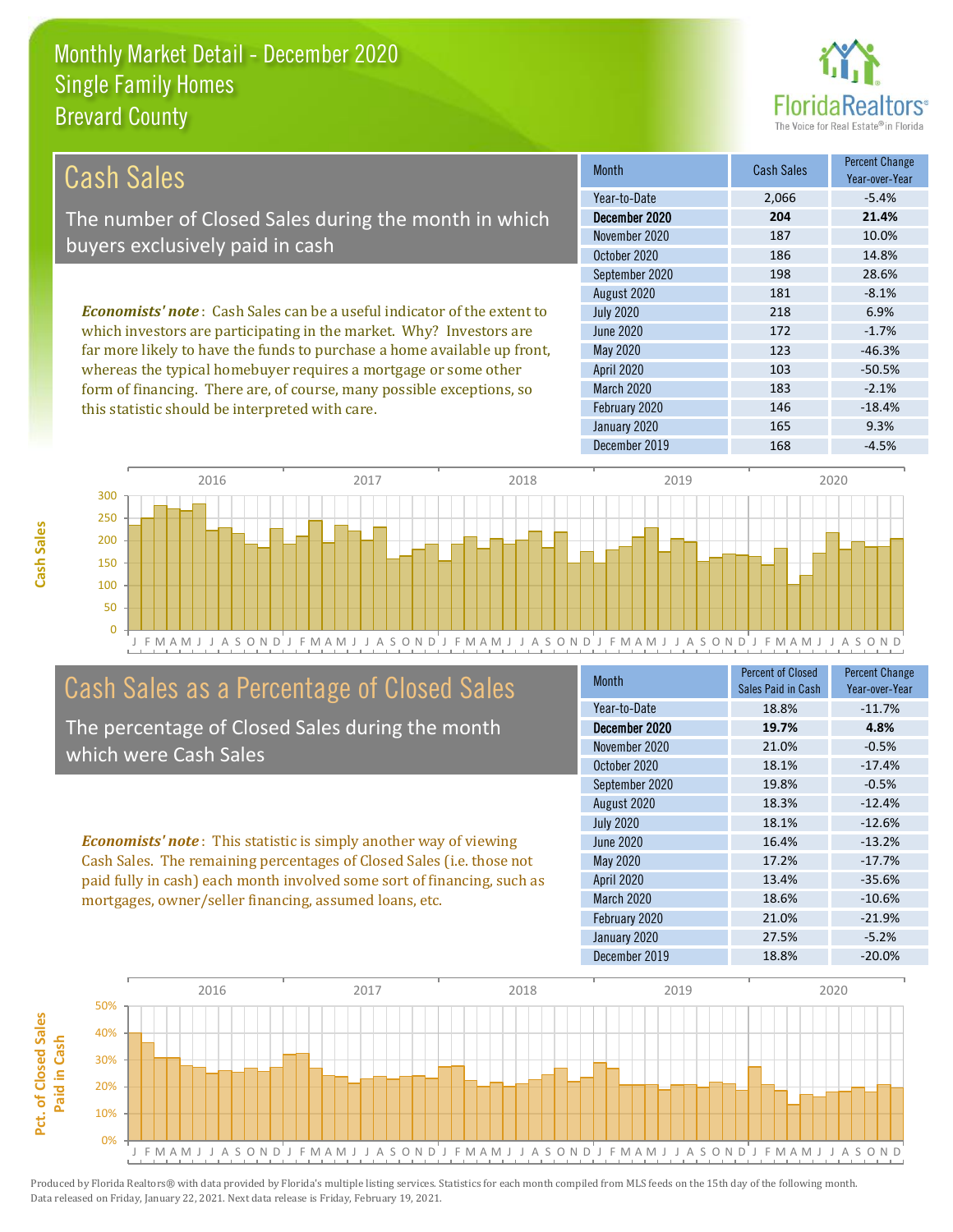# Monthly Market Detail - December 2020
## Single Family Homes
## Brevard County

## Cash Sales

The number of Closed Sales during the month in which buyers exclusively paid in cash

*Economists' note*: Cash Sales can be a useful indicator of the extent to which investors are participating in the market. Why? Investors are far more likely to have the funds to purchase a home available up front, whereas the typical homebuyer requires a mortgage or some other form of financing. There are, of course, many possible exceptions, so this statistic should be interpreted with care.

| Month | Cash Sales | Percent Change Year-over-Year |
|---|---|---|
| Year-to-Date | 2,066 | -5.4% |
| **December 2020** | **204** | **21.4%** |
| November 2020 | 187 | 10.0% |
| October 2020 | 186 | 14.8% |
| September 2020 | 198 | 28.6% |
| August 2020 | 181 | -8.1% |
| July 2020 | 218 | 6.9% |
| June 2020 | 172 | -1.7% |
| May 2020 | 123 | -46.3% |
| April 2020 | 103 | -50.5% |
| March 2020 | 183 | -2.1% |
| February 2020 | 146 | -18.4% |
| January 2020 | 165 | 9.3% |
| December 2019 | 168 | -4.5% |

## Cash Sales as a Percentage of Closed Sales

The percentage of Closed Sales during the month which were Cash Sales

*Economists' note*: This statistic is simply another way of viewing Cash Sales. The remaining percentages of Closed Sales (i.e. those not paid fully in cash) each month involved some sort of financing, such as mortgages, owner/seller financing, assumed loans, etc.

| Month | Percent of Closed Sales Paid in Cash | Percent Change Year-over-Year |
|---|---|---|
| Year-to-Date | 18.8% | -11.7% |
| **December 2020** | **19.7%** | **4.8%** |
| November 2020 | 21.0% | -0.5% |
| October 2020 | 18.1% | -17.4% |
| September 2020 | 19.8% | -0.5% |
| August 2020 | 18.3% | -12.4% |
| July 2020 | 18.1% | -12.6% |
| June 2020 | 16.4% | -13.2% |
| May 2020 | 17.2% | -17.7% |
| April 2020 | 13.4% | -35.6% |
| March 2020 | 18.6% | -10.6% |
| February 2020 | 21.0% | -21.9% |
| January 2020 | 27.5% | -5.2% |
| December 2019 | 18.8% | -20.0% |

Produced by Florida Realtors® with data provided by Florida's multiple listing services. Statistics for each month compiled from MLS feeds on the 15th day of the following month. Data released on Friday, January 22, 2021. Next data release is Friday, February 19, 2021.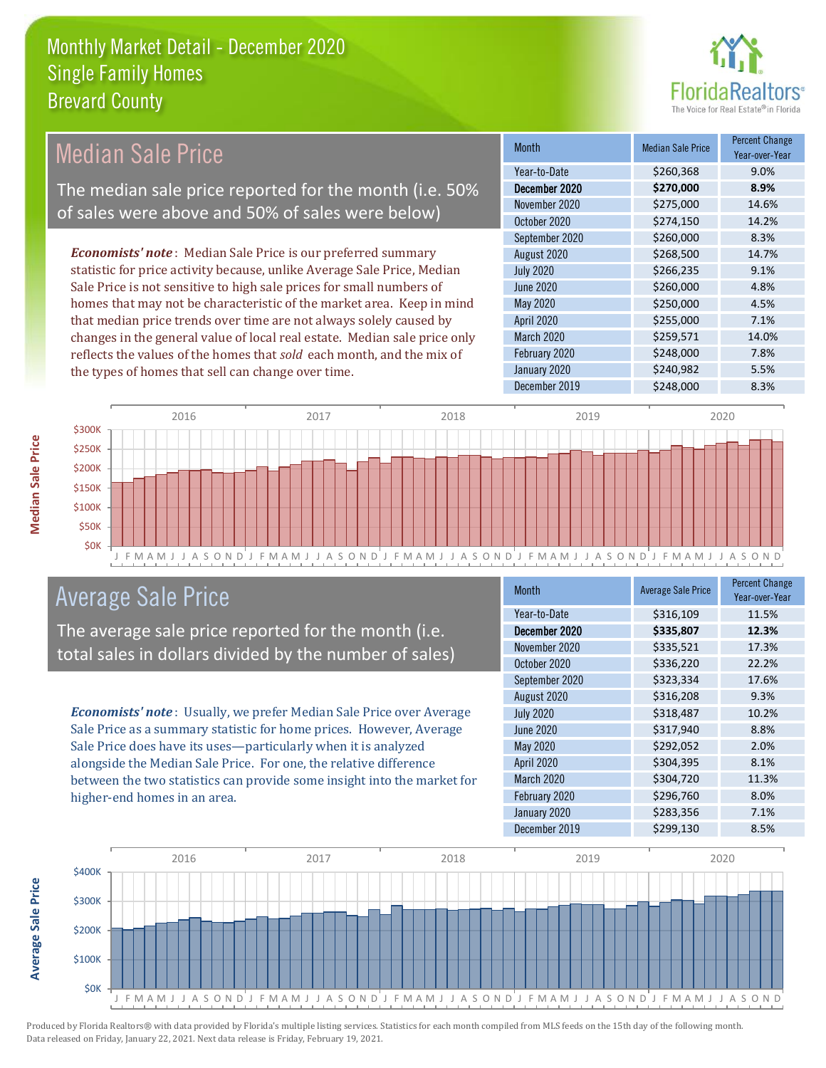# Monthly Market Detail - December 2020
## Single Family Homes
## Brevard County

## Median Sale Price

The median sale price reported for the month (i.e. 50% of sales were above and 50% of sales were below)

***Economists' note***: Median Sale Price is our preferred summary statistic for price activity because, unlike Average Sale Price, Median Sale Price is not sensitive to high sale prices for small numbers of homes that may not be characteristic of the market area. Keep in mind that median price trends over time are not always solely caused by changes in the general value of local real estate. Median sale price only reflects the values of the homes that *sold* each month, and the mix of the types of homes that sell can change over time.

| Month | Median Sale Price | Percent Change Year-over-Year |
|---|---|---|
| Year-to-Date | $260,368 | 9.0% |
| **December 2020** | **$270,000** | **8.9%** |
| November 2020 | $275,000 | 14.6% |
| October 2020 | $274,150 | 14.2% |
| September 2020 | $260,000 | 8.3% |
| August 2020 | $268,500 | 14.7% |
| July 2020 | $266,235 | 9.1% |
| June 2020 | $260,000 | 4.8% |
| May 2020 | $250,000 | 4.5% |
| April 2020 | $255,000 | 7.1% |
| March 2020 | $259,571 | 14.0% |
| February 2020 | $248,000 | 7.8% |
| January 2020 | $240,982 | 5.5% |
| December 2019 | $248,000 | 8.3% |

## Average Sale Price

The average sale price reported for the month (i.e. total sales in dollars divided by the number of sales)

***Economists' note***: Usually, we prefer Median Sale Price over Average Sale Price as a summary statistic for home prices. However, Average Sale Price does have its uses—particularly when it is analyzed alongside the Median Sale Price. For one, the relative difference between the two statistics can provide some insight into the market for higher-end homes in an area.

| Month | Average Sale Price | Percent Change Year-over-Year |
|---|---|---|
| Year-to-Date | $316,109 | 11.5% |
| **December 2020** | **$335,807** | **12.3%** |
| November 2020 | $335,521 | 17.3% |
| October 2020 | $336,220 | 22.2% |
| September 2020 | $323,334 | 17.6% |
| August 2020 | $316,208 | 9.3% |
| July 2020 | $318,487 | 10.2% |
| June 2020 | $317,940 | 8.8% |
| May 2020 | $292,052 | 2.0% |
| April 2020 | $304,395 | 8.1% |
| March 2020 | $304,720 | 11.3% |
| February 2020 | $296,760 | 8.0% |
| January 2020 | $283,356 | 7.1% |
| December 2019 | $299,130 | 8.5% |

Produced by Florida Realtors® with data provided by Florida's multiple listing services. Statistics for each month compiled from MLS feeds on the 15th day of the following month. Data released on Friday, January 22, 2021. Next data release is Friday, February 19, 2021.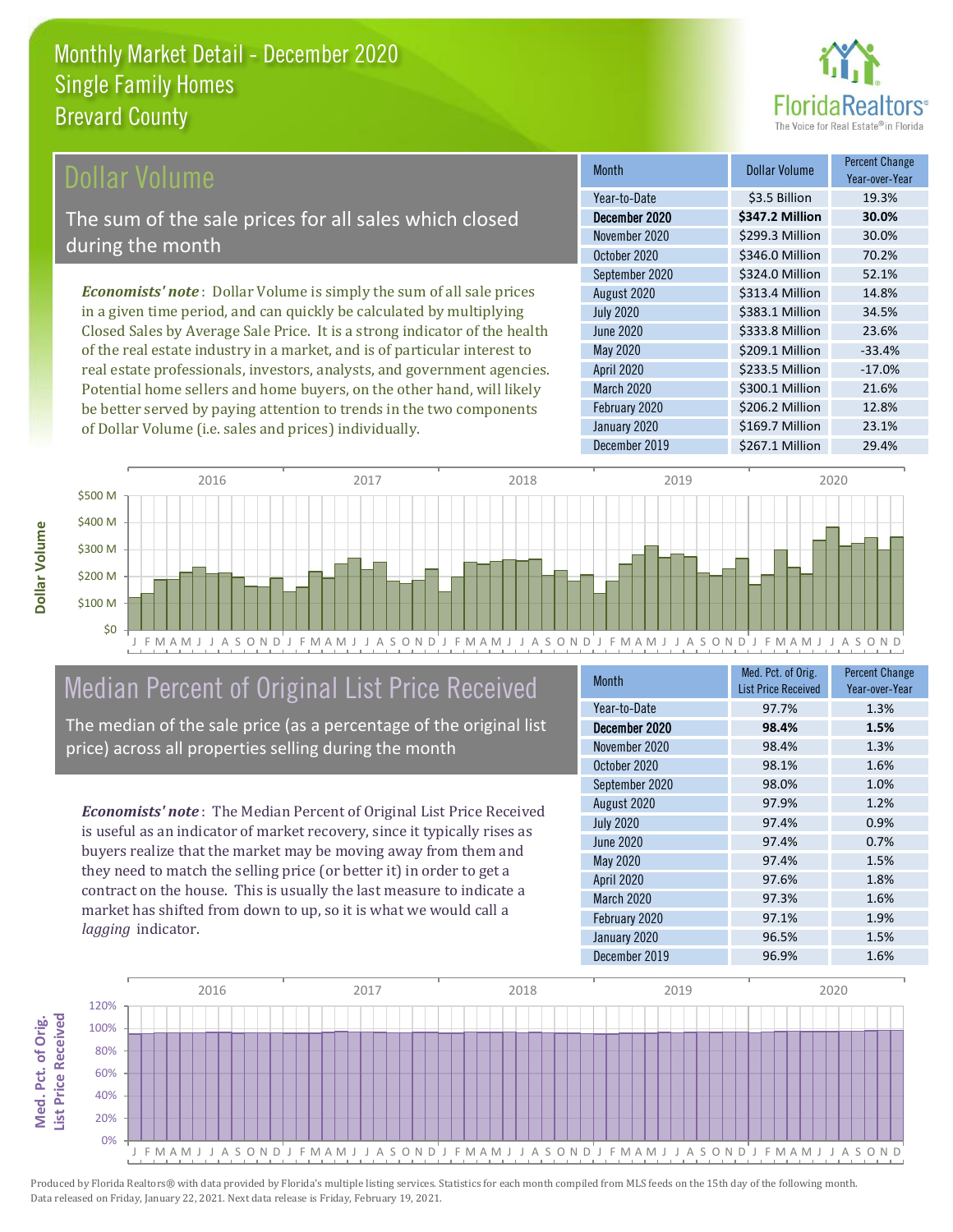# Monthly Market Detail - December 2020
## Single Family Homes
## Brevard County

## Dollar Volume

The sum of the sale prices for all sales which closed during the month

*Economists' note*: Dollar Volume is simply the sum of all sale prices in a given time period, and can quickly be calculated by multiplying Closed Sales by Average Sale Price. It is a strong indicator of the health of the real estate industry in a market, and is of particular interest to real estate professionals, investors, analysts, and government agencies. Potential home sellers and home buyers, on the other hand, will likely be better served by paying attention to trends in the two components of Dollar Volume (i.e. sales and prices) individually.

| Month | Dollar Volume | Percent Change Year-over-Year |
|---|---|---|
| Year-to-Date | $3.5 Billion | 19.3% |
| **December 2020** | **$347.2 Million** | **30.0%** |
| November 2020 | $299.3 Million | 30.0% |
| October 2020 | $346.0 Million | 70.2% |
| September 2020 | $324.0 Million | 52.1% |
| August 2020 | $313.4 Million | 14.8% |
| July 2020 | $383.1 Million | 34.5% |
| June 2020 | $333.8 Million | 23.6% |
| May 2020 | $209.1 Million | -33.4% |
| April 2020 | $233.5 Million | -17.0% |
| March 2020 | $300.1 Million | 21.6% |
| February 2020 | $206.2 Million | 12.8% |
| January 2020 | $169.7 Million | 23.1% |
| December 2019 | $267.1 Million | 29.4% |

## Median Percent of Original List Price Received

The median of the sale price (as a percentage of the original list price) across all properties selling during the month

*Economists' note*: The Median Percent of Original List Price Received is useful as an indicator of market recovery, since it typically rises as buyers realize that the market may be moving away from them and they need to match the selling price (or better it) in order to get a contract on the house. This is usually the last measure to indicate a market has shifted from down to up, so it is what we would call a *lagging* indicator.

| Month | Med. Pct. of Orig. List Price Received | Percent Change Year-over-Year |
|---|---|---|
| Year-to-Date | 97.7% | 1.3% |
| **December 2020** | **98.4%** | **1.5%** |
| November 2020 | 98.4% | 1.3% |
| October 2020 | 98.1% | 1.6% |
| September 2020 | 98.0% | 1.0% |
| August 2020 | 97.9% | 1.2% |
| July 2020 | 97.4% | 0.9% |
| June 2020 | 97.4% | 0.7% |
| May 2020 | 97.4% | 1.5% |
| April 2020 | 97.6% | 1.8% |
| March 2020 | 97.3% | 1.6% |
| February 2020 | 97.1% | 1.9% |
| January 2020 | 96.5% | 1.5% |
| December 2019 | 96.9% | 1.6% |

Produced by Florida Realtors® with data provided by Florida's multiple listing services. Statistics for each month compiled from MLS feeds on the 15th day of the following month. Data released on Friday, January 22, 2021. Next data release is Friday, February 19, 2021.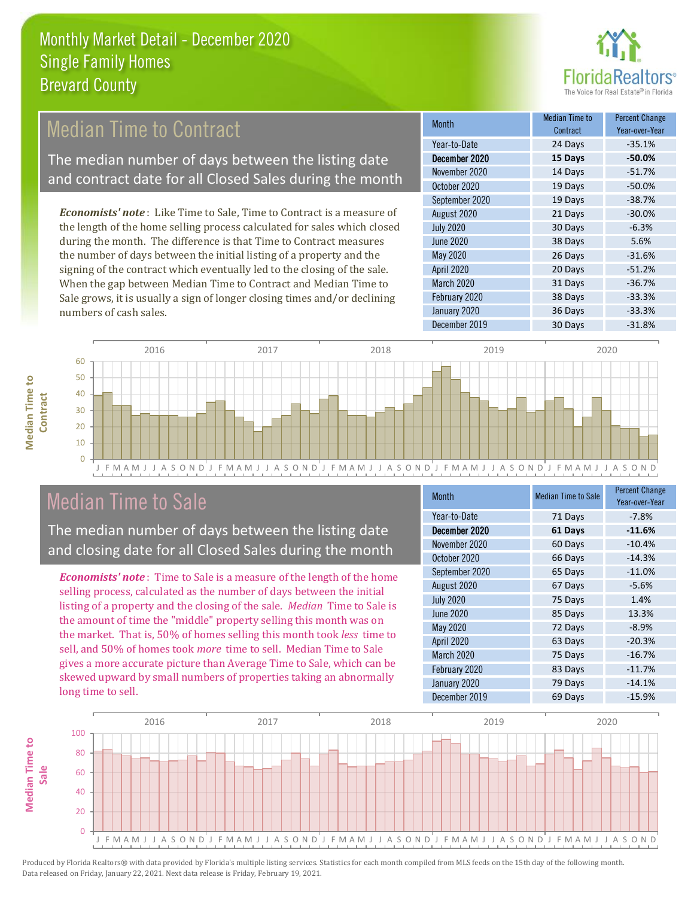# Monthly Market Detail - December 2020
## Single Family Homes
## Brevard County

## Median Time to Contract

The median number of days between the listing date and contract date for all Closed Sales during the month

***Economists' note***: Like Time to Sale, Time to Contract is a measure of the length of the home selling process calculated for sales which closed during the month. The difference is that Time to Contract measures the number of days between the initial listing of a property and the signing of the contract which eventually led to the closing of the sale. When the gap between Median Time to Contract and Median Time to Sale grows, it is usually a sign of longer closing times and/or declining numbers of cash sales.

| Month | Median Time to Contract | Percent Change Year-over-Year |
|---|---|---|
| Year-to-Date | 24 Days | -35.1% |
| **December 2020** | **15 Days** | **-50.0%** |
| November 2020 | 14 Days | -51.7% |
| October 2020 | 19 Days | -50.0% |
| September 2020 | 19 Days | -38.7% |
| August 2020 | 21 Days | -30.0% |
| July 2020 | 30 Days | -6.3% |
| June 2020 | 38 Days | 5.6% |
| May 2020 | 26 Days | -31.6% |
| April 2020 | 20 Days | -51.2% |
| March 2020 | 31 Days | -36.7% |
| February 2020 | 38 Days | -33.3% |
| January 2020 | 36 Days | -33.3% |
| December 2019 | 30 Days | -31.8% |

## Median Time to Sale

The median number of days between the listing date and closing date for all Closed Sales during the month

***Economists' note***: Time to Sale is a measure of the length of the home selling process, calculated as the number of days between the initial listing of a property and the closing of the sale. *Median* Time to Sale is the amount of time the "middle" property selling this month was on the market. That is, 50% of homes selling this month took *less* time to sell, and 50% of homes took *more* time to sell. Median Time to Sale gives a more accurate picture than Average Time to Sale, which can be skewed upward by small numbers of properties taking an abnormally long time to sell.

| Month | Median Time to Sale | Percent Change Year-over-Year |
|---|---|---|
| Year-to-Date | 71 Days | -7.8% |
| **December 2020** | **61 Days** | **-11.6%** |
| November 2020 | 60 Days | -10.4% |
| October 2020 | 66 Days | -14.3% |
| September 2020 | 65 Days | -11.0% |
| August 2020 | 67 Days | -5.6% |
| July 2020 | 75 Days | 1.4% |
| June 2020 | 85 Days | 13.3% |
| May 2020 | 72 Days | -8.9% |
| April 2020 | 63 Days | -20.3% |
| March 2020 | 75 Days | -16.7% |
| February 2020 | 83 Days | -11.7% |
| January 2020 | 79 Days | -14.1% |
| December 2019 | 69 Days | -15.9% |

Produced by Florida Realtors® with data provided by Florida's multiple listing services. Statistics for each month compiled from MLS feeds on the 15th day of the following month. Data released on Friday, January 22, 2021. Next data release is Friday, February 19, 2021.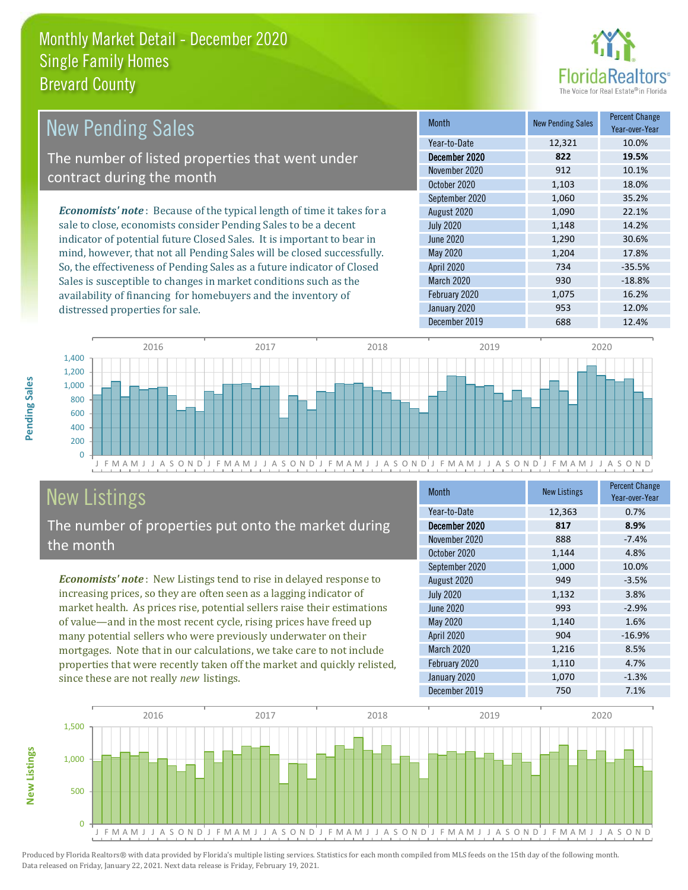# Monthly Market Detail - December 2020
## Single Family Homes
## Brevard County

## New Pending Sales

The number of listed properties that went under contract during the month

*Economists' note*: Because of the typical length of time it takes for a sale to close, economists consider Pending Sales to be a decent indicator of potential future Closed Sales. It is important to bear in mind, however, that not all Pending Sales will be closed successfully. So, the effectiveness of Pending Sales as a future indicator of Closed Sales is susceptible to changes in market conditions such as the availability of financing for homebuyers and the inventory of distressed properties for sale.

| Month | New Pending Sales | Percent Change Year-over-Year |
|---|---|---|
| Year-to-Date | 12,321 | 10.0% |
| **December 2020** | **822** | **19.5%** |
| November 2020 | 912 | 10.1% |
| October 2020 | 1,103 | 18.0% |
| September 2020 | 1,060 | 35.2% |
| August 2020 | 1,090 | 22.1% |
| July 2020 | 1,148 | 14.2% |
| June 2020 | 1,290 | 30.6% |
| May 2020 | 1,204 | 17.8% |
| April 2020 | 734 | -35.5% |
| March 2020 | 930 | -18.8% |
| February 2020 | 1,075 | 16.2% |
| January 2020 | 953 | 12.0% |
| December 2019 | 688 | 12.4% |

## New Listings

The number of properties put onto the market during the month

*Economists' note*: New Listings tend to rise in delayed response to increasing prices, so they are often seen as a lagging indicator of market health. As prices rise, potential sellers raise their estimations of value—and in the most recent cycle, rising prices have freed up many potential sellers who were previously underwater on their mortgages. Note that in our calculations, we take care to not include properties that were recently taken off the market and quickly relisted, since these are not really *new* listings.

| Month | New Listings | Percent Change Year-over-Year |
|---|---|---|
| Year-to-Date | 12,363 | 0.7% |
| **December 2020** | **817** | **8.9%** |
| November 2020 | 888 | -7.4% |
| October 2020 | 1,144 | 4.8% |
| September 2020 | 1,000 | 10.0% |
| August 2020 | 949 | -3.5% |
| July 2020 | 1,132 | 3.8% |
| June 2020 | 993 | -2.9% |
| May 2020 | 1,140 | 1.6% |
| April 2020 | 904 | -16.9% |
| March 2020 | 1,216 | 8.5% |
| February 2020 | 1,110 | 4.7% |
| January 2020 | 1,070 | -1.3% |
| December 2019 | 750 | 7.1% |

Produced by Florida Realtors® with data provided by Florida's multiple listing services. Statistics for each month compiled from MLS feeds on the 15th day of the following month. Data released on Friday, January 22, 2021. Next data release is Friday, February 19, 2021.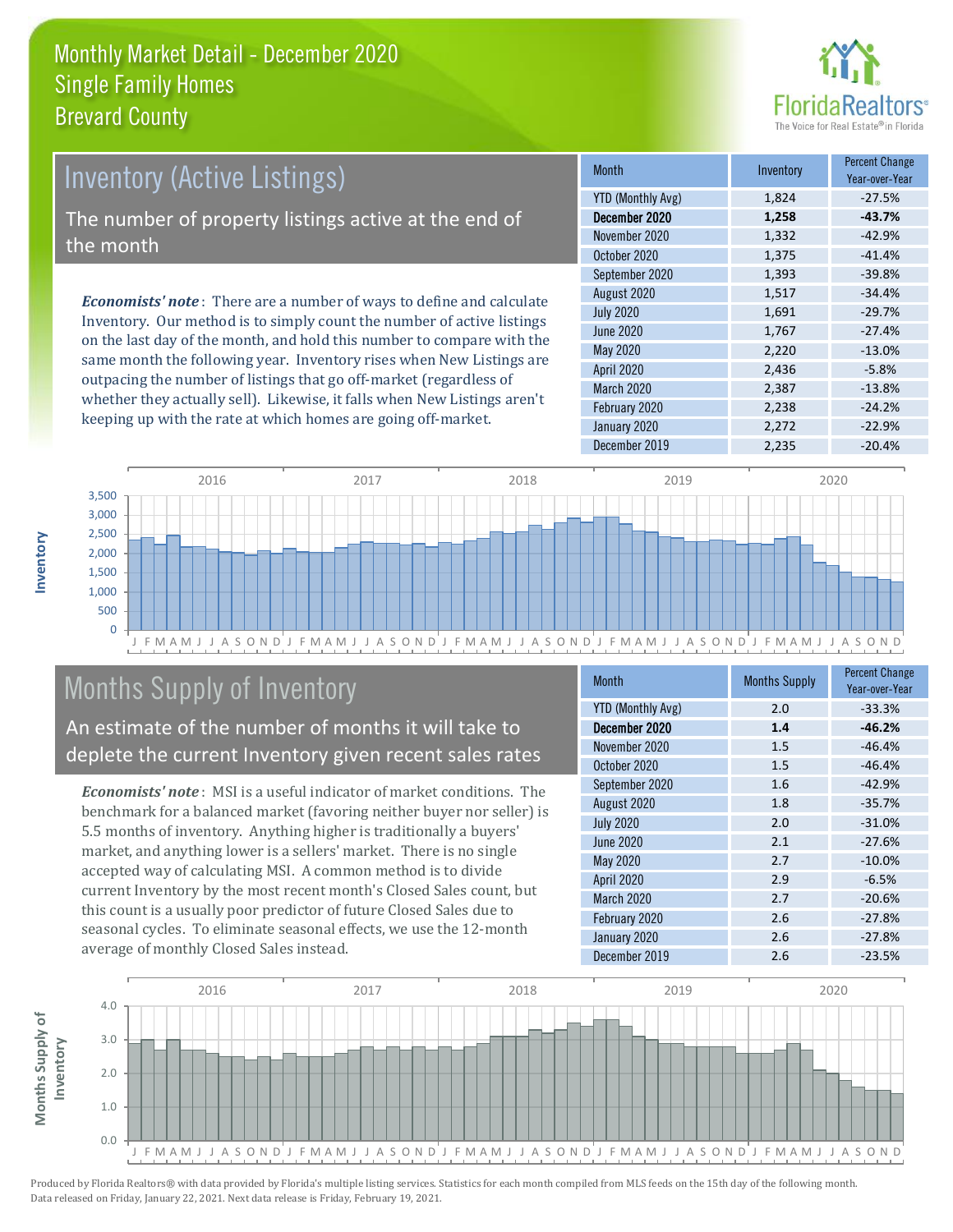# Monthly Market Detail - December 2020
## Single Family Homes
## Brevard County

## Inventory (Active Listings)

The number of property listings active at the end of the month

*Economists' note*: There are a number of ways to define and calculate Inventory. Our method is to simply count the number of active listings on the last day of the month, and hold this number to compare with the same month the following year. Inventory rises when New Listings are outpacing the number of listings that go off-market (regardless of whether they actually sell). Likewise, it falls when New Listings aren't keeping up with the rate at which homes are going off-market.

| Month | Inventory | Percent Change Year-over-Year |
|---|---|---|
| YTD (Monthly Avg) | 1,824 | -27.5% |
| **December 2020** | **1,258** | **-43.7%** |
| November 2020 | 1,332 | -42.9% |
| October 2020 | 1,375 | -41.4% |
| September 2020 | 1,393 | -39.8% |
| August 2020 | 1,517 | -34.4% |
| July 2020 | 1,691 | -29.7% |
| June 2020 | 1,767 | -27.4% |
| May 2020 | 2,220 | -13.0% |
| April 2020 | 2,436 | -5.8% |
| March 2020 | 2,387 | -13.8% |
| February 2020 | 2,238 | -24.2% |
| January 2020 | 2,272 | -22.9% |
| December 2019 | 2,235 | -20.4% |

## Months Supply of Inventory

An estimate of the number of months it will take to deplete the current Inventory given recent sales rates

*Economists' note*: MSI is a useful indicator of market conditions. The benchmark for a balanced market (favoring neither buyer nor seller) is 5.5 months of inventory. Anything higher is traditionally a buyers' market, and anything lower is a sellers' market. There is no single accepted way of calculating MSI. A common method is to divide current Inventory by the most recent month's Closed Sales count, but this count is a usually poor predictor of future Closed Sales due to seasonal cycles. To eliminate seasonal effects, we use the 12-month average of monthly Closed Sales instead.

| Month | Months Supply | Percent Change Year-over-Year |
|---|---|---|
| YTD (Monthly Avg) | 2.0 | -33.3% |
| **December 2020** | **1.4** | **-46.2%** |
| November 2020 | 1.5 | -46.4% |
| October 2020 | 1.5 | -46.4% |
| September 2020 | 1.6 | -42.9% |
| August 2020 | 1.8 | -35.7% |
| July 2020 | 2.0 | -31.0% |
| June 2020 | 2.1 | -27.6% |
| May 2020 | 2.7 | -10.0% |
| April 2020 | 2.9 | -6.5% |
| March 2020 | 2.7 | -20.6% |
| February 2020 | 2.6 | -27.8% |
| January 2020 | 2.6 | -27.8% |
| December 2019 | 2.6 | -23.5% |

Produced by Florida Realtors® with data provided by Florida's multiple listing services. Statistics for each month compiled from MLS feeds on the 15th day of the following month. Data released on Friday, January 22, 2021. Next data release is Friday, February 19, 2021.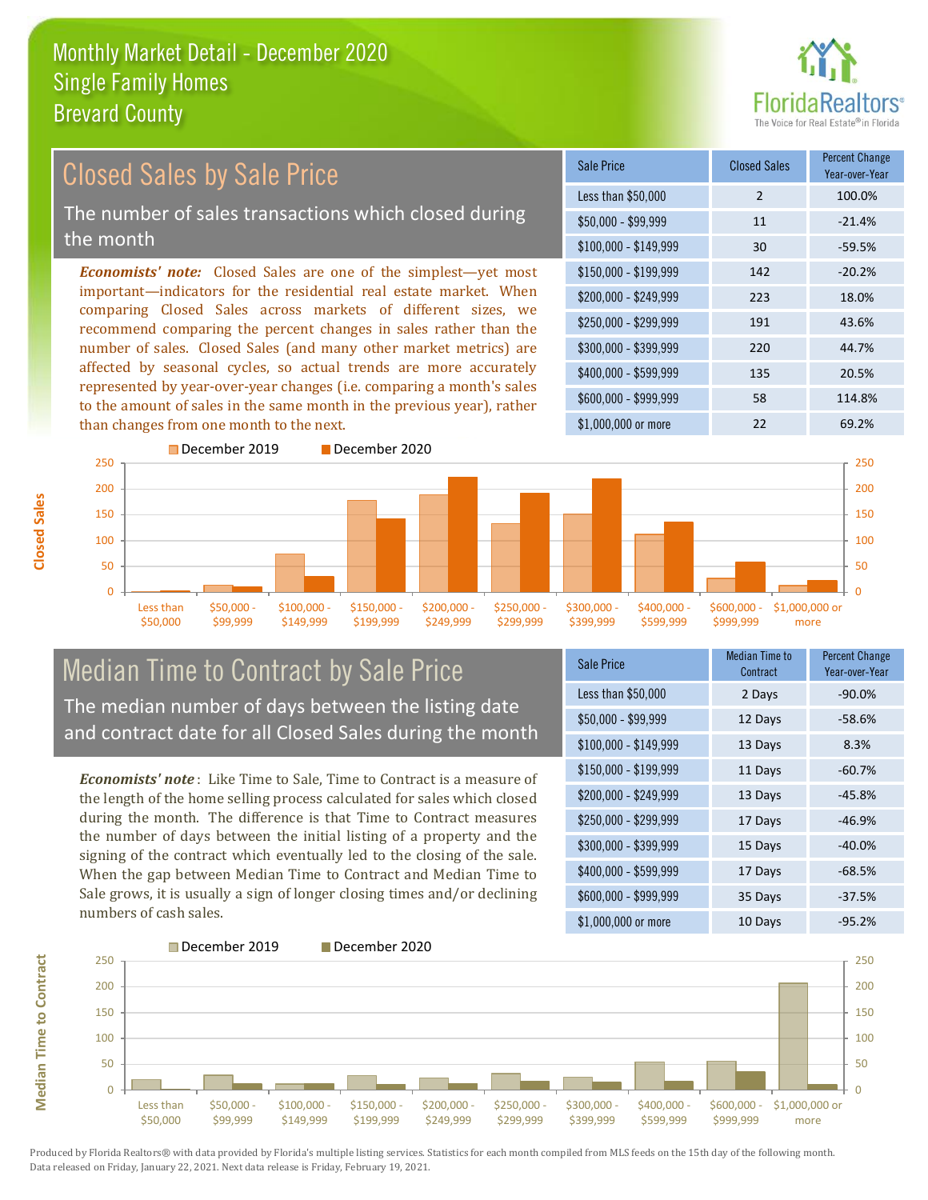# Monthly Market Detail - December 2020
## Single Family Homes
## Brevard County

## Closed Sales by Sale Price

The number of sales transactions which closed during the month

***Economists' note:*** Closed Sales are one of the simplest—yet most important—indicators for the residential real estate market. When comparing Closed Sales across markets of different sizes, we recommend comparing the percent changes in sales rather than the number of sales. Closed Sales (and many other market metrics) are affected by seasonal cycles, so actual trends are more accurately represented by year-over-year changes (i.e. comparing a month's sales to the amount of sales in the same month in the previous year), rather than changes from one month to the next.

| Sale Price | Closed Sales | Percent Change Year-over-Year |
|---|---|---|
| Less than $50,000 | 2 | 100.0% |
| $50,000 - $99,999 | 11 | -21.4% |
| $100,000 - $149,999 | 30 | -59.5% |
| $150,000 - $199,999 | 142 | -20.2% |
| $200,000 - $249,999 | 223 | 18.0% |
| $250,000 - $299,999 | 191 | 43.6% |
| $300,000 - $399,999 | 220 | 44.7% |
| $400,000 - $599,999 | 135 | 20.5% |
| $600,000 - $999,999 | 58 | 114.8% |
| $1,000,000 or more | 22 | 69.2% |

## Median Time to Contract by Sale Price

The median number of days between the listing date and contract date for all Closed Sales during the month

***Economists' note***: Like Time to Sale, Time to Contract is a measure of the length of the home selling process calculated for sales which closed during the month. The difference is that Time to Contract measures the number of days between the initial listing of a property and the signing of the contract which eventually led to the closing of the sale. When the gap between Median Time to Contract and Median Time to Sale grows, it is usually a sign of longer closing times and/or declining numbers of cash sales.

| Sale Price | Median Time to Contract | Percent Change Year-over-Year |
|---|---|---|
| Less than $50,000 | 2 Days | -90.0% |
| $50,000 - $99,999 | 12 Days | -58.6% |
| $100,000 - $149,999 | 13 Days | 8.3% |
| $150,000 - $199,999 | 11 Days | -60.7% |
| $200,000 - $249,999 | 13 Days | -45.8% |
| $250,000 - $299,999 | 17 Days | -46.9% |
| $300,000 - $399,999 | 15 Days | -40.0% |
| $400,000 - $599,999 | 17 Days | -68.5% |
| $600,000 - $999,999 | 35 Days | -37.5% |
| $1,000,000 or more | 10 Days | -95.2% |

Produced by Florida Realtors® with data provided by Florida's multiple listing services. Statistics for each month compiled from MLS feeds on the 15th day of the following month. Data released on Friday, January 22, 2021. Next data release is Friday, February 19, 2021.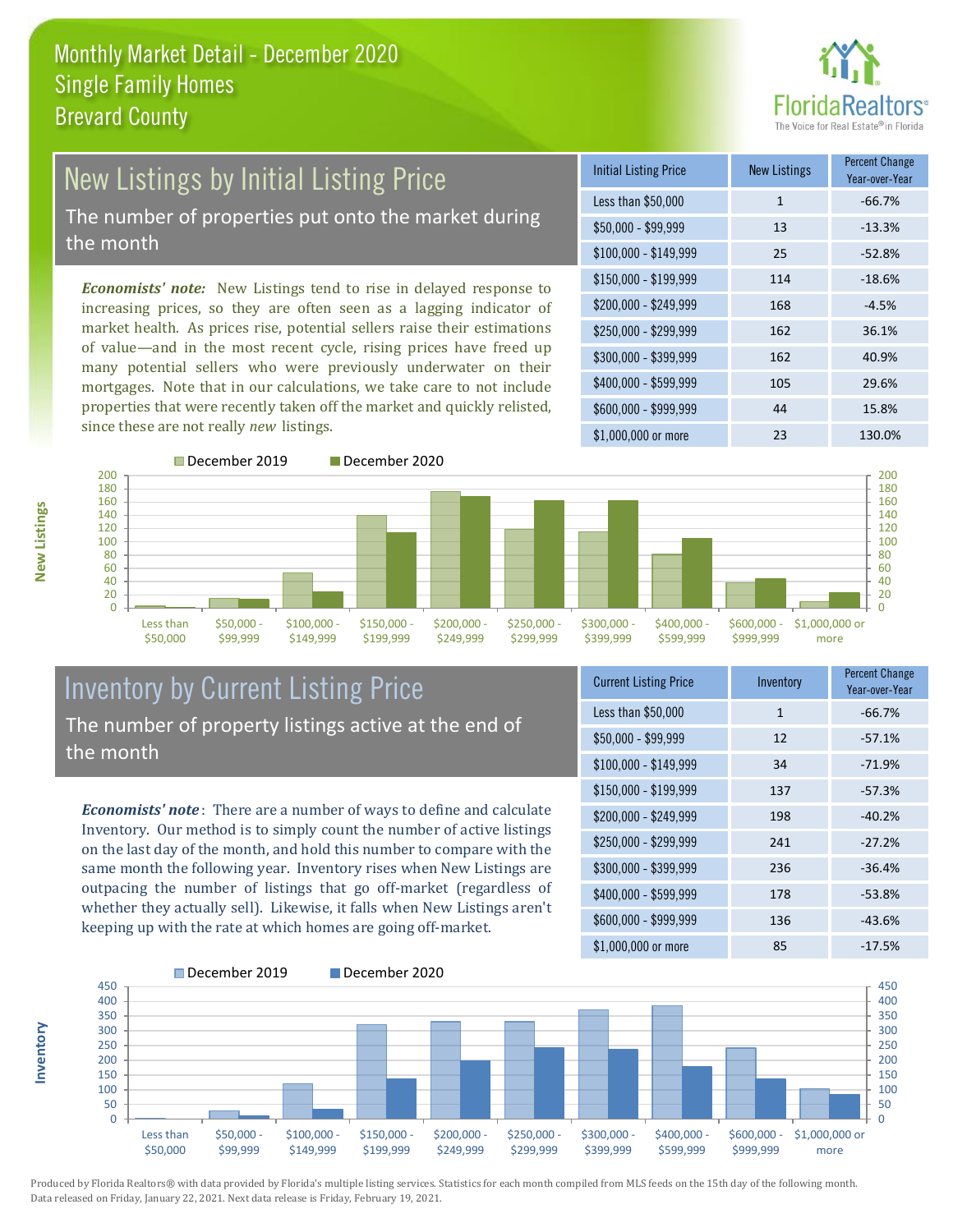# Monthly Market Detail - December 2020
## Single Family Homes
## Brevard County

## New Listings by Initial Listing Price

The number of properties put onto the market during the month

*Economists' note:* New Listings tend to rise in delayed response to increasing prices, so they are often seen as a lagging indicator of market health. As prices rise, potential sellers raise their estimations of value—and in the most recent cycle, rising prices have freed up many potential sellers who were previously underwater on their mortgages. Note that in our calculations, we take care to not include properties that were recently taken off the market and quickly relisted, since these are not really *new* listings.

| Initial Listing Price | New Listings | Percent Change Year-over-Year |
|---|---|---|
| Less than $50,000 | 1 | -66.7% |
| $50,000 - $99,999 | 13 | -13.3% |
| $100,000 - $149,999 | 25 | -52.8% |
| $150,000 - $199,999 | 114 | -18.6% |
| $200,000 - $249,999 | 168 | -4.5% |
| $250,000 - $299,999 | 162 | 36.1% |
| $300,000 - $399,999 | 162 | 40.9% |
| $400,000 - $599,999 | 105 | 29.6% |
| $600,000 - $999,999 | 44 | 15.8% |
| $1,000,000 or more | 23 | 130.0% |

## Inventory by Current Listing Price

The number of property listings active at the end of the month

*Economists' note*: There are a number of ways to define and calculate Inventory. Our method is to simply count the number of active listings on the last day of the month, and hold this number to compare with the same month the following year. Inventory rises when New Listings are outpacing the number of listings that go off-market (regardless of whether they actually sell). Likewise, it falls when New Listings aren't keeping up with the rate at which homes are going off-market.

| Current Listing Price | Inventory | Percent Change Year-over-Year |
|---|---|---|
| Less than $50,000 | 1 | -66.7% |
| $50,000 - $99,999 | 12 | -57.1% |
| $100,000 - $149,999 | 34 | -71.9% |
| $150,000 - $199,999 | 137 | -57.3% |
| $200,000 - $249,999 | 198 | -40.2% |
| $250,000 - $299,999 | 241 | -27.2% |
| $300,000 - $399,999 | 236 | -36.4% |
| $400,000 - $599,999 | 178 | -53.8% |
| $600,000 - $999,999 | 136 | -43.6% |
| $1,000,000 or more | 85 | -17.5% |

Produced by Florida Realtors® with data provided by Florida's multiple listing services. Statistics for each month compiled from MLS feeds on the 15th day of the following month. Data released on Friday, January 22, 2021. Next data release is Friday, February 19, 2021.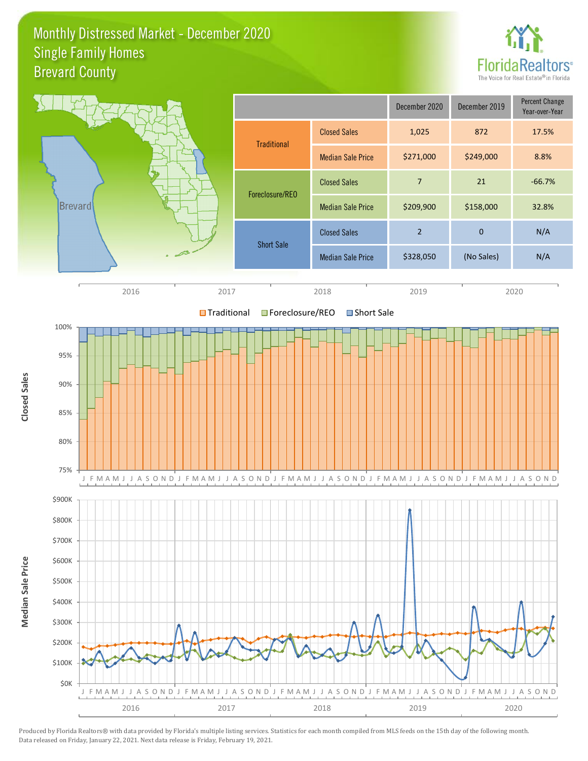# Monthly Distressed Market - December 2020
## Single Family Homes
## Brevard County

FloridaRealtors®
The Voice for Real Estate® in Florida

Brevard

| | | December 2020 | December 2019 | Percent Change Year-over-Year |
|---|---|---|---|---|
| Traditional | Closed Sales | 1,025 | 872 | 17.5% |
| | Median Sale Price | $271,000 | $249,000 | 8.8% |
| Foreclosure/REO | Closed Sales | 7 | 21 | -66.7% |
| | Median Sale Price | $209,900 | $158,000 | 32.8% |
| Short Sale | Closed Sales | 2 | 0 | N/A |
| | Median Sale Price | $328,050 | (No Sales) | N/A |

2016 2017 2018 2019 2020

Traditional Foreclosure/REO Short Sale

Closed Sales

100%
95%
90%
85%
80%
75%

J F M A M J J A S O N D J F M A M J J A S O N D J F M A M J J A S O N D J F M A M J J A S O N D J F M A M J J A S O N D

Median Sale Price

$900K
$800K
$700K
$600K
$500K
$400K
$300K
$200K
$100K
$0K

J F M A M J J A S O N D J F M A M J J A S O N D J F M A M J J A S O N D J F M A M J J A S O N D J F M A M J J A S O N D

2016 2017 2018 2019 2020

Produced by Florida Realtors® with data provided by Florida's multiple listing services. Statistics for each month compiled from MLS feeds on the 15th day of the following month.
Data released on Friday, January 22, 2021. Next data release is Friday, February 19, 2021.